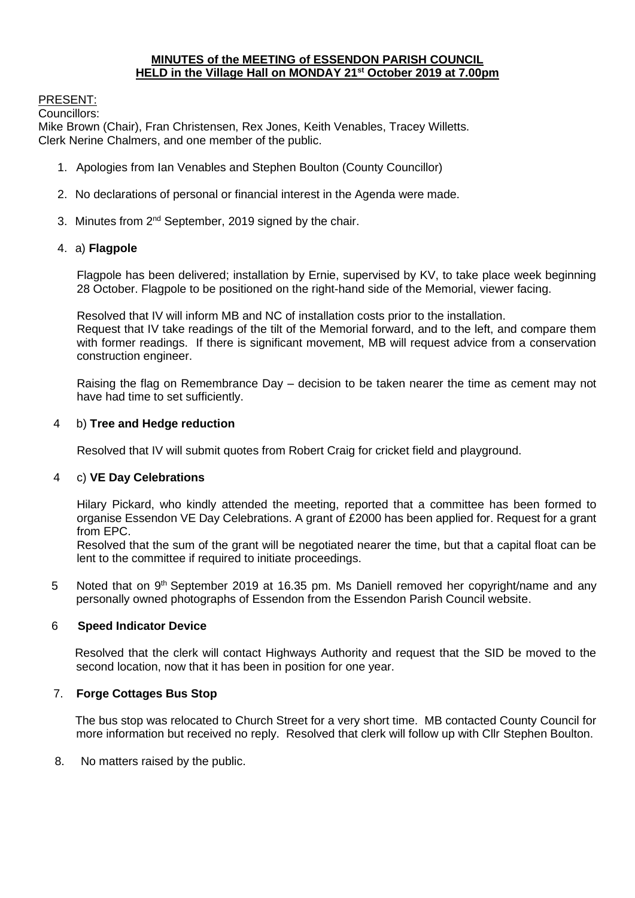**MINUTES of the MEETING of ESSENDON PARISH COUNCIL**
**HELD in the Village Hall on MONDAY 21st October 2019 at 7.00pm**

PRESENT:
Councillors:
Mike Brown (Chair), Fran Christensen, Rex Jones, Keith Venables, Tracey Willetts.
Clerk Nerine Chalmers, and one member of the public.

1. Apologies from Ian Venables and Stephen Boulton (County Councillor)

2. No declarations of personal or financial interest in the Agenda were made.

3. Minutes from 2nd September, 2019 signed by the chair.

4. a) **Flagpole**

   Flagpole has been delivered; installation by Ernie, supervised by KV, to take place week beginning 28 October. Flagpole to be positioned on the right-hand side of the Memorial, viewer facing.

   Resolved that IV will inform MB and NC of installation costs prior to the installation.
   Request that IV take readings of the tilt of the Memorial forward, and to the left, and compare them with former readings. If there is significant movement, MB will request advice from a conservation construction engineer.

   Raising the flag on Remembrance Day – decision to be taken nearer the time as cement may not have had time to set sufficiently.

4 b) **Tree and Hedge reduction**

   Resolved that IV will submit quotes from Robert Craig for cricket field and playground.

4 c) **VE Day Celebrations**

   Hilary Pickard, who kindly attended the meeting, reported that a committee has been formed to organise Essendon VE Day Celebrations. A grant of £2000 has been applied for. Request for a grant from EPC.
   Resolved that the sum of the grant will be negotiated nearer the time, but that a capital float can be lent to the committee if required to initiate proceedings.

5 Noted that on 9th September 2019 at 16.35 pm. Ms Daniell removed her copyright/name and any personally owned photographs of Essendon from the Essendon Parish Council website.

6 **Speed Indicator Device**

   Resolved that the clerk will contact Highways Authority and request that the SID be moved to the second location, now that it has been in position for one year.

7. **Forge Cottages Bus Stop**

   The bus stop was relocated to Church Street for a very short time. MB contacted County Council for more information but received no reply. Resolved that clerk will follow up with Cllr Stephen Boulton.

8. No matters raised by the public.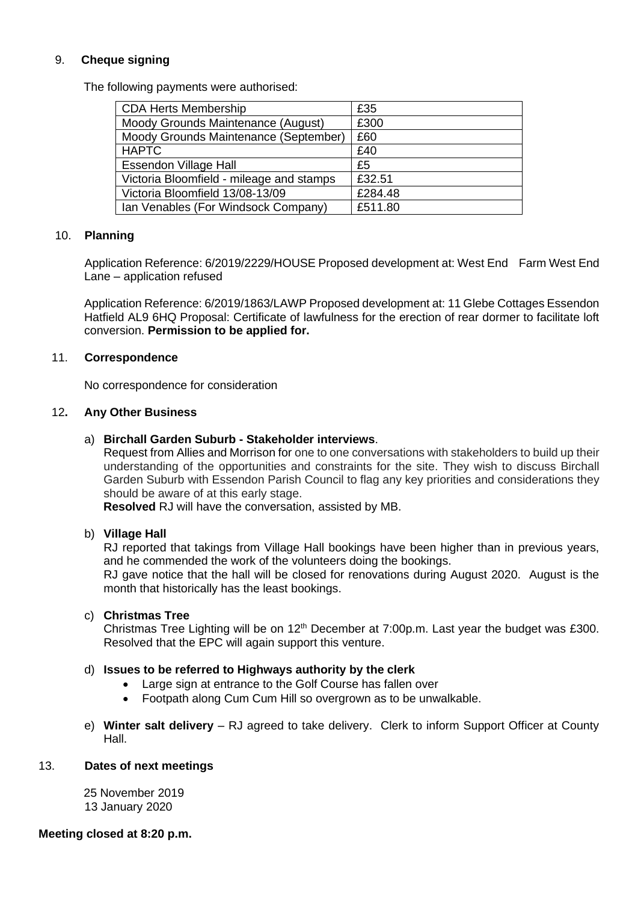9. **Cheque signing**

The following payments were authorised:

| | |
|---|---|
| CDA Herts Membership | £35 |
| Moody Grounds Maintenance (August) | £300 |
| Moody Grounds Maintenance (September) | £60 |
| HAPTC | £40 |
| Essendon Village Hall | £5 |
| Victoria Bloomfield - mileage and stamps | £32.51 |
| Victoria Bloomfield 13/08-13/09 | £284.48 |
| Ian Venables (For Windsock Company) | £511.80 |

10. **Planning**

Application Reference: 6/2019/2229/HOUSE Proposed development at: West End Farm West End Lane – application refused

Application Reference: 6/2019/1863/LAWP Proposed development at: 11 Glebe Cottages Essendon Hatfield AL9 6HQ Proposal: Certificate of lawfulness for the erection of rear dormer to facilitate loft conversion. **Permission to be applied for.**

11. **Correspondence**

No correspondence for consideration

12**. Any Other Business**

a) **Birchall Garden Suburb - Stakeholder interviews**.
Request from Allies and Morrison for one to one conversations with stakeholders to build up their understanding of the opportunities and constraints for the site. They wish to discuss Birchall Garden Suburb with Essendon Parish Council to flag any key priorities and considerations they should be aware of at this early stage.
**Resolved** RJ will have the conversation, assisted by MB.

b) **Village Hall**
RJ reported that takings from Village Hall bookings have been higher than in previous years, and he commended the work of the volunteers doing the bookings.
RJ gave notice that the hall will be closed for renovations during August 2020. August is the month that historically has the least bookings.

c) **Christmas Tree**
Christmas Tree Lighting will be on 12th December at 7:00p.m. Last year the budget was £300. Resolved that the EPC will again support this venture.

d) **Issues to be referred to Highways authority by the clerk**
- Large sign at entrance to the Golf Course has fallen over
- Footpath along Cum Cum Hill so overgrown as to be unwalkable.

e) **Winter salt delivery** – RJ agreed to take delivery. Clerk to inform Support Officer at County Hall.

13. **Dates of next meetings**

25 November 2019
13 January 2020

**Meeting closed at 8:20 p.m.**